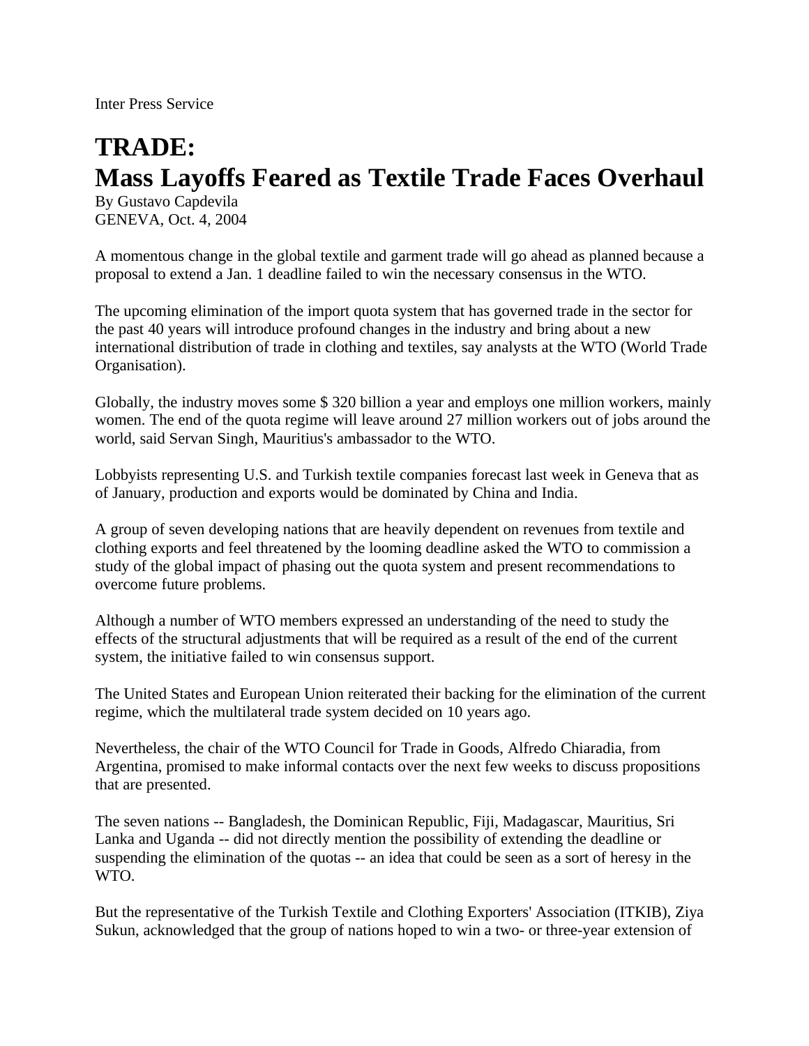Inter Press Service

# TRADE:
# Mass Layoffs Feared as Textile Trade Faces Overhaul

By Gustavo Capdevila
GENEVA, Oct. 4, 2004

A momentous change in the global textile and garment trade will go ahead as planned because a proposal to extend a Jan. 1 deadline failed to win the necessary consensus in the WTO.

The upcoming elimination of the import quota system that has governed trade in the sector for the past 40 years will introduce profound changes in the industry and bring about a new international distribution of trade in clothing and textiles, say analysts at the WTO (World Trade Organisation).

Globally, the industry moves some $ 320 billion a year and employs one million workers, mainly women. The end of the quota regime will leave around 27 million workers out of jobs around the world, said Servan Singh, Mauritius's ambassador to the WTO.

Lobbyists representing U.S. and Turkish textile companies forecast last week in Geneva that as of January, production and exports would be dominated by China and India.

A group of seven developing nations that are heavily dependent on revenues from textile and clothing exports and feel threatened by the looming deadline asked the WTO to commission a study of the global impact of phasing out the quota system and present recommendations to overcome future problems.

Although a number of WTO members expressed an understanding of the need to study the effects of the structural adjustments that will be required as a result of the end of the current system, the initiative failed to win consensus support.

The United States and European Union reiterated their backing for the elimination of the current regime, which the multilateral trade system decided on 10 years ago.

Nevertheless, the chair of the WTO Council for Trade in Goods, Alfredo Chiaradia, from Argentina, promised to make informal contacts over the next few weeks to discuss propositions that are presented.

The seven nations -- Bangladesh, the Dominican Republic, Fiji, Madagascar, Mauritius, Sri Lanka and Uganda -- did not directly mention the possibility of extending the deadline or suspending the elimination of the quotas -- an idea that could be seen as a sort of heresy in the WTO.

But the representative of the Turkish Textile and Clothing Exporters' Association (ITKIB), Ziya Sukun, acknowledged that the group of nations hoped to win a two- or three-year extension of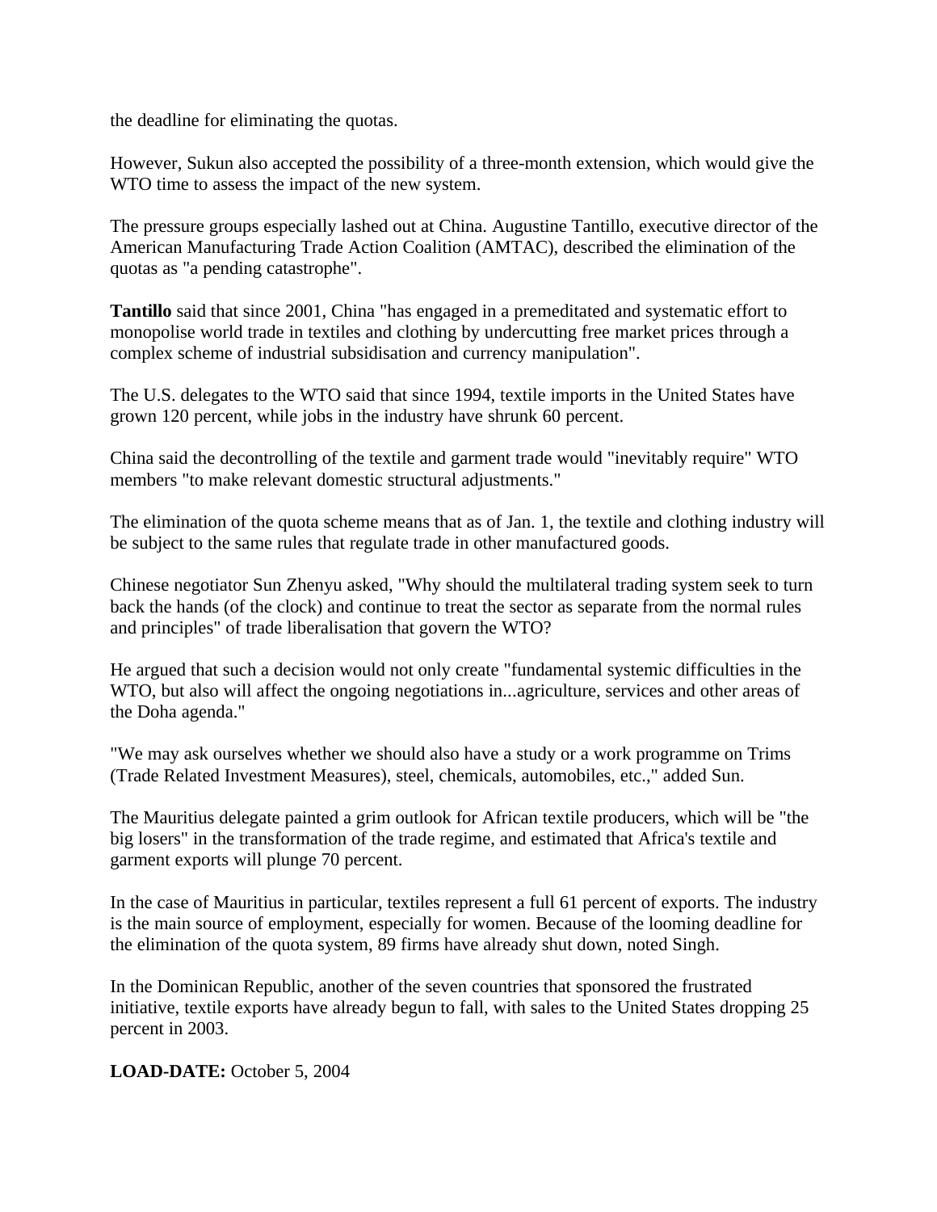the deadline for eliminating the quotas.

However, Sukun also accepted the possibility of a three-month extension, which would give the WTO time to assess the impact of the new system.

The pressure groups especially lashed out at China. Augustine Tantillo, executive director of the American Manufacturing Trade Action Coalition (AMTAC), described the elimination of the quotas as "a pending catastrophe".

**Tantillo** said that since 2001, China "has engaged in a premeditated and systematic effort to monopolise world trade in textiles and clothing by undercutting free market prices through a complex scheme of industrial subsidisation and currency manipulation".

The U.S. delegates to the WTO said that since 1994, textile imports in the United States have grown 120 percent, while jobs in the industry have shrunk 60 percent.

China said the decontrolling of the textile and garment trade would "inevitably require" WTO members "to make relevant domestic structural adjustments."

The elimination of the quota scheme means that as of Jan. 1, the textile and clothing industry will be subject to the same rules that regulate trade in other manufactured goods.

Chinese negotiator Sun Zhenyu asked, "Why should the multilateral trading system seek to turn back the hands (of the clock) and continue to treat the sector as separate from the normal rules and principles" of trade liberalisation that govern the WTO?

He argued that such a decision would not only create "fundamental systemic difficulties in the WTO, but also will affect the ongoing negotiations in...agriculture, services and other areas of the Doha agenda."

"We may ask ourselves whether we should also have a study or a work programme on Trims (Trade Related Investment Measures), steel, chemicals, automobiles, etc.," added Sun.

The Mauritius delegate painted a grim outlook for African textile producers, which will be "the big losers" in the transformation of the trade regime, and estimated that Africa's textile and garment exports will plunge 70 percent.

In the case of Mauritius in particular, textiles represent a full 61 percent of exports. The industry is the main source of employment, especially for women. Because of the looming deadline for the elimination of the quota system, 89 firms have already shut down, noted Singh.

In the Dominican Republic, another of the seven countries that sponsored the frustrated initiative, textile exports have already begun to fall, with sales to the United States dropping 25 percent in 2003.

**LOAD-DATE:** October 5, 2004